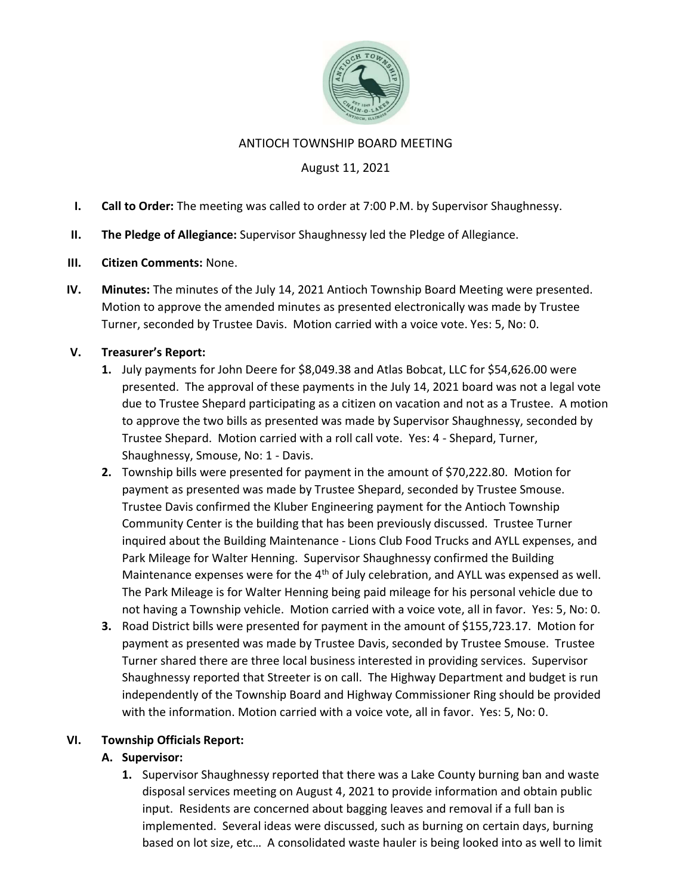# ANTIOCH TOWNSHIP BOARD MEETING

August 11, 2021

I. **Call to Order:** The meeting was called to order at 7:00 P.M. by Supervisor Shaughnessy.

II. **The Pledge of Allegiance:** Supervisor Shaughnessy led the Pledge of Allegiance.

III. **Citizen Comments:** None.

IV. **Minutes:** The minutes of the July 14, 2021 Antioch Township Board Meeting were presented. Motion to approve the amended minutes as presented electronically was made by Trustee Turner, seconded by Trustee Davis. Motion carried with a voice vote. Yes: 5, No: 0.

V. **Treasurer's Report:**

1. July payments for John Deere for $8,049.38 and Atlas Bobcat, LLC for $54,626.00 were presented. The approval of these payments in the July 14, 2021 board was not a legal vote due to Trustee Shepard participating as a citizen on vacation and not as a Trustee. A motion to approve the two bills as presented was made by Supervisor Shaughnessy, seconded by Trustee Shepard. Motion carried with a roll call vote. Yes: 4 - Shepard, Turner, Shaughnessy, Smouse, No: 1 - Davis.
2. Township bills were presented for payment in the amount of $70,222.80. Motion for payment as presented was made by Trustee Shepard, seconded by Trustee Smouse. Trustee Davis confirmed the Kluber Engineering payment for the Antioch Township Community Center is the building that has been previously discussed. Trustee Turner inquired about the Building Maintenance - Lions Club Food Trucks and AYLL expenses, and Park Mileage for Walter Henning. Supervisor Shaughnessy confirmed the Building Maintenance expenses were for the 4th of July celebration, and AYLL was expensed as well. The Park Mileage is for Walter Henning being paid mileage for his personal vehicle due to not having a Township vehicle. Motion carried with a voice vote, all in favor. Yes: 5, No: 0.
3. Road District bills were presented for payment in the amount of $155,723.17. Motion for payment as presented was made by Trustee Davis, seconded by Trustee Smouse. Trustee Turner shared there are three local business interested in providing services. Supervisor Shaughnessy reported that Streeter is on call. The Highway Department and budget is run independently of the Township Board and Highway Commissioner Ring should be provided with the information. Motion carried with a voice vote, all in favor. Yes: 5, No: 0.

VI. **Township Officials Report:**

**A. Supervisor:**

1. Supervisor Shaughnessy reported that there was a Lake County burning ban and waste disposal services meeting on August 4, 2021 to provide information and obtain public input. Residents are concerned about bagging leaves and removal if a full ban is implemented. Several ideas were discussed, such as burning on certain days, burning based on lot size, etc… A consolidated waste hauler is being looked into as well to limit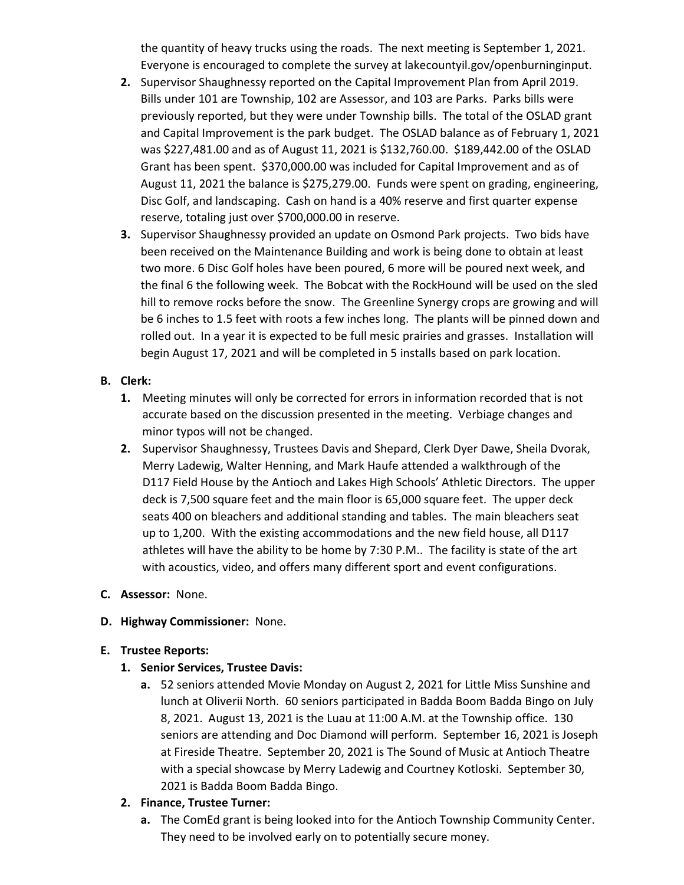the quantity of heavy trucks using the roads. The next meeting is September 1, 2021. Everyone is encouraged to complete the survey at lakecountyil.gov/openburninginput.

2. Supervisor Shaughnessy reported on the Capital Improvement Plan from April 2019. Bills under 101 are Township, 102 are Assessor, and 103 are Parks. Parks bills were previously reported, but they were under Township bills. The total of the OSLAD grant and Capital Improvement is the park budget. The OSLAD balance as of February 1, 2021 was $227,481.00 and as of August 11, 2021 is $132,760.00. $189,442.00 of the OSLAD Grant has been spent. $370,000.00 was included for Capital Improvement and as of August 11, 2021 the balance is $275,279.00. Funds were spent on grading, engineering, Disc Golf, and landscaping. Cash on hand is a 40% reserve and first quarter expense reserve, totaling just over $700,000.00 in reserve.
3. Supervisor Shaughnessy provided an update on Osmond Park projects. Two bids have been received on the Maintenance Building and work is being done to obtain at least two more. 6 Disc Golf holes have been poured, 6 more will be poured next week, and the final 6 the following week. The Bobcat with the RockHound will be used on the sled hill to remove rocks before the snow. The Greenline Synergy crops are growing and will be 6 inches to 1.5 feet with roots a few inches long. The plants will be pinned down and rolled out. In a year it is expected to be full mesic prairies and grasses. Installation will begin August 17, 2021 and will be completed in 5 installs based on park location.

**B. Clerk:**

1. Meeting minutes will only be corrected for errors in information recorded that is not accurate based on the discussion presented in the meeting. Verbiage changes and minor typos will not be changed.
2. Supervisor Shaughnessy, Trustees Davis and Shepard, Clerk Dyer Dawe, Sheila Dvorak, Merry Ladewig, Walter Henning, and Mark Haufe attended a walkthrough of the D117 Field House by the Antioch and Lakes High Schools' Athletic Directors. The upper deck is 7,500 square feet and the main floor is 65,000 square feet. The upper deck seats 400 on bleachers and additional standing and tables. The main bleachers seat up to 1,200. With the existing accommodations and the new field house, all D117 athletes will have the ability to be home by 7:30 P.M.. The facility is state of the art with acoustics, video, and offers many different sport and event configurations.

**C. Assessor:** None.

**D. Highway Commissioner:** None.

**E. Trustee Reports:**

1. **Senior Services, Trustee Davis:**
   a. 52 seniors attended Movie Monday on August 2, 2021 for Little Miss Sunshine and lunch at Oliverii North. 60 seniors participated in Badda Boom Badda Bingo on July 8, 2021. August 13, 2021 is the Luau at 11:00 A.M. at the Township office. 130 seniors are attending and Doc Diamond will perform. September 16, 2021 is Joseph at Fireside Theatre. September 20, 2021 is The Sound of Music at Antioch Theatre with a special showcase by Merry Ladewig and Courtney Kotloski. September 30, 2021 is Badda Boom Badda Bingo.
2. **Finance, Trustee Turner:**
   a. The ComEd grant is being looked into for the Antioch Township Community Center. They need to be involved early on to potentially secure money.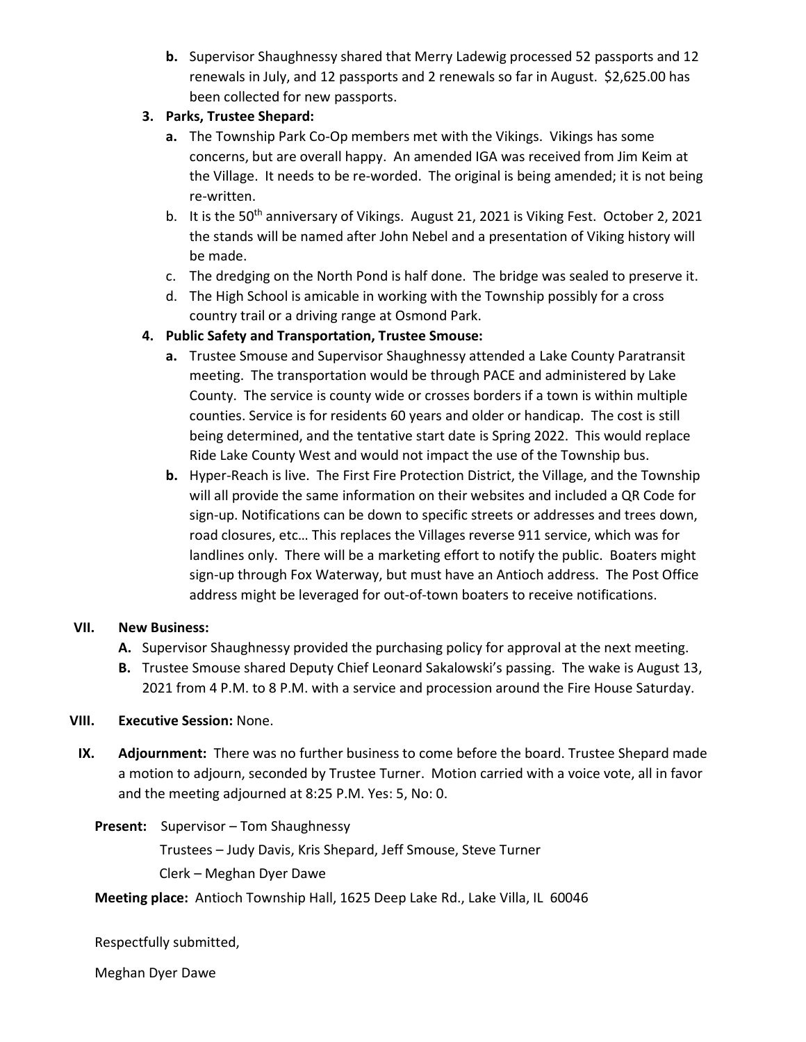- **b.** Supervisor Shaughnessy shared that Merry Ladewig processed 52 passports and 12 renewals in July, and 12 passports and 2 renewals so far in August. $2,625.00 has been collected for new passports.

**3. Parks, Trustee Shepard:**

- **a.** The Township Park Co-Op members met with the Vikings. Vikings has some concerns, but are overall happy. An amended IGA was received from Jim Keim at the Village. It needs to be re-worded. The original is being amended; it is not being re-written.
- b. It is the 50th anniversary of Vikings. August 21, 2021 is Viking Fest. October 2, 2021 the stands will be named after John Nebel and a presentation of Viking history will be made.
- c. The dredging on the North Pond is half done. The bridge was sealed to preserve it.
- d. The High School is amicable in working with the Township possibly for a cross country trail or a driving range at Osmond Park.

**4. Public Safety and Transportation, Trustee Smouse:**

- **a.** Trustee Smouse and Supervisor Shaughnessy attended a Lake County Paratransit meeting. The transportation would be through PACE and administered by Lake County. The service is county wide or crosses borders if a town is within multiple counties. Service is for residents 60 years and older or handicap. The cost is still being determined, and the tentative start date is Spring 2022. This would replace Ride Lake County West and would not impact the use of the Township bus.
- **b.** Hyper-Reach is live. The First Fire Protection District, the Village, and the Township will all provide the same information on their websites and included a QR Code for sign-up. Notifications can be down to specific streets or addresses and trees down, road closures, etc… This replaces the Villages reverse 911 service, which was for landlines only. There will be a marketing effort to notify the public. Boaters might sign-up through Fox Waterway, but must have an Antioch address. The Post Office address might be leveraged for out-of-town boaters to receive notifications.

**VII. New Business:**

- **A.** Supervisor Shaughnessy provided the purchasing policy for approval at the next meeting.
- **B.** Trustee Smouse shared Deputy Chief Leonard Sakalowski's passing. The wake is August 13, 2021 from 4 P.M. to 8 P.M. with a service and procession around the Fire House Saturday.

**VIII. Executive Session:** None.

**IX. Adjournment:** There was no further business to come before the board. Trustee Shepard made a motion to adjourn, seconded by Trustee Turner. Motion carried with a voice vote, all in favor and the meeting adjourned at 8:25 P.M. Yes: 5, No: 0.

**Present:** Supervisor – Tom Shaughnessy

Trustees – Judy Davis, Kris Shepard, Jeff Smouse, Steve Turner

Clerk – Meghan Dyer Dawe

**Meeting place:** Antioch Township Hall, 1625 Deep Lake Rd., Lake Villa, IL 60046

Respectfully submitted,

Meghan Dyer Dawe